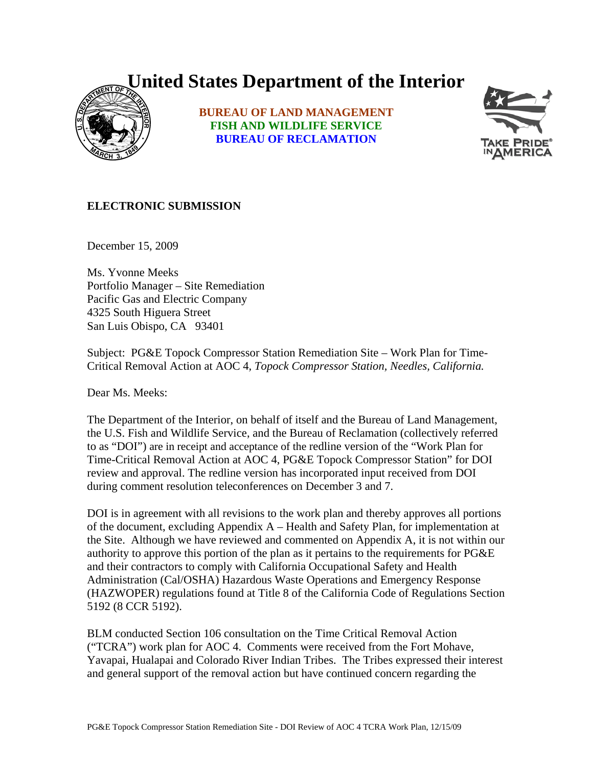# United States Department of the Interior

**BUREAU OF LAND MANAGEMENT**
**FISH AND WILDLIFE SERVICE**
**BUREAU OF RECLAMATION**

**ELECTRONIC SUBMISSION**

December 15, 2009

Ms. Yvonne Meeks
Portfolio Manager – Site Remediation
Pacific Gas and Electric Company
4325 South Higuera Street
San Luis Obispo, CA 93401

Subject: PG&E Topock Compressor Station Remediation Site – Work Plan for Time-Critical Removal Action at AOC 4, *Topock Compressor Station, Needles, California.*

Dear Ms. Meeks:

The Department of the Interior, on behalf of itself and the Bureau of Land Management, the U.S. Fish and Wildlife Service, and the Bureau of Reclamation (collectively referred to as "DOI") are in receipt and acceptance of the redline version of the "Work Plan for Time-Critical Removal Action at AOC 4, PG&E Topock Compressor Station" for DOI review and approval. The redline version has incorporated input received from DOI during comment resolution teleconferences on December 3 and 7.

DOI is in agreement with all revisions to the work plan and thereby approves all portions of the document, excluding Appendix A – Health and Safety Plan, for implementation at the Site. Although we have reviewed and commented on Appendix A, it is not within our authority to approve this portion of the plan as it pertains to the requirements for PG&E and their contractors to comply with California Occupational Safety and Health Administration (Cal/OSHA) Hazardous Waste Operations and Emergency Response (HAZWOPER) regulations found at Title 8 of the California Code of Regulations Section 5192 (8 CCR 5192).

BLM conducted Section 106 consultation on the Time Critical Removal Action ("TCRA") work plan for AOC 4. Comments were received from the Fort Mohave, Yavapai, Hualapai and Colorado River Indian Tribes. The Tribes expressed their interest and general support of the removal action but have continued concern regarding the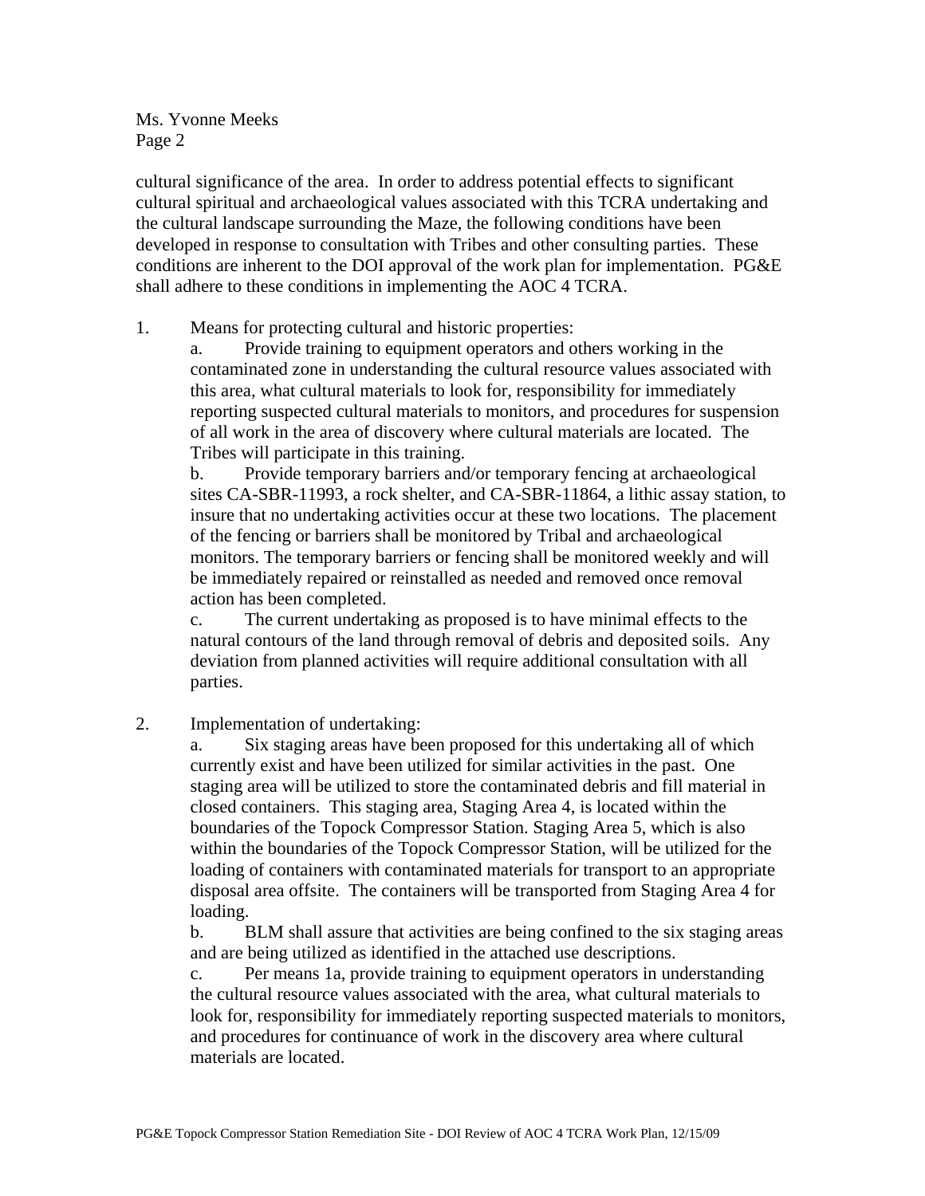Ms. Yvonne Meeks
Page 2

cultural significance of the area. In order to address potential effects to significant cultural spiritual and archaeological values associated with this TCRA undertaking and the cultural landscape surrounding the Maze, the following conditions have been developed in response to consultation with Tribes and other consulting parties. These conditions are inherent to the DOI approval of the work plan for implementation. PG&E shall adhere to these conditions in implementing the AOC 4 TCRA.

1. Means for protecting cultural and historic properties:
   a. Provide training to equipment operators and others working in the contaminated zone in understanding the cultural resource values associated with this area, what cultural materials to look for, responsibility for immediately reporting suspected cultural materials to monitors, and procedures for suspension of all work in the area of discovery where cultural materials are located. The Tribes will participate in this training.
   b. Provide temporary barriers and/or temporary fencing at archaeological sites CA-SBR-11993, a rock shelter, and CA-SBR-11864, a lithic assay station, to insure that no undertaking activities occur at these two locations. The placement of the fencing or barriers shall be monitored by Tribal and archaeological monitors. The temporary barriers or fencing shall be monitored weekly and will be immediately repaired or reinstalled as needed and removed once removal action has been completed.
   c. The current undertaking as proposed is to have minimal effects to the natural contours of the land through removal of debris and deposited soils. Any deviation from planned activities will require additional consultation with all parties.

2. Implementation of undertaking:
   a. Six staging areas have been proposed for this undertaking all of which currently exist and have been utilized for similar activities in the past. One staging area will be utilized to store the contaminated debris and fill material in closed containers. This staging area, Staging Area 4, is located within the boundaries of the Topock Compressor Station. Staging Area 5, which is also within the boundaries of the Topock Compressor Station, will be utilized for the loading of containers with contaminated materials for transport to an appropriate disposal area offsite. The containers will be transported from Staging Area 4 for loading.
   b. BLM shall assure that activities are being confined to the six staging areas and are being utilized as identified in the attached use descriptions.
   c. Per means 1a, provide training to equipment operators in understanding the cultural resource values associated with the area, what cultural materials to look for, responsibility for immediately reporting suspected materials to monitors, and procedures for continuance of work in the discovery area where cultural materials are located.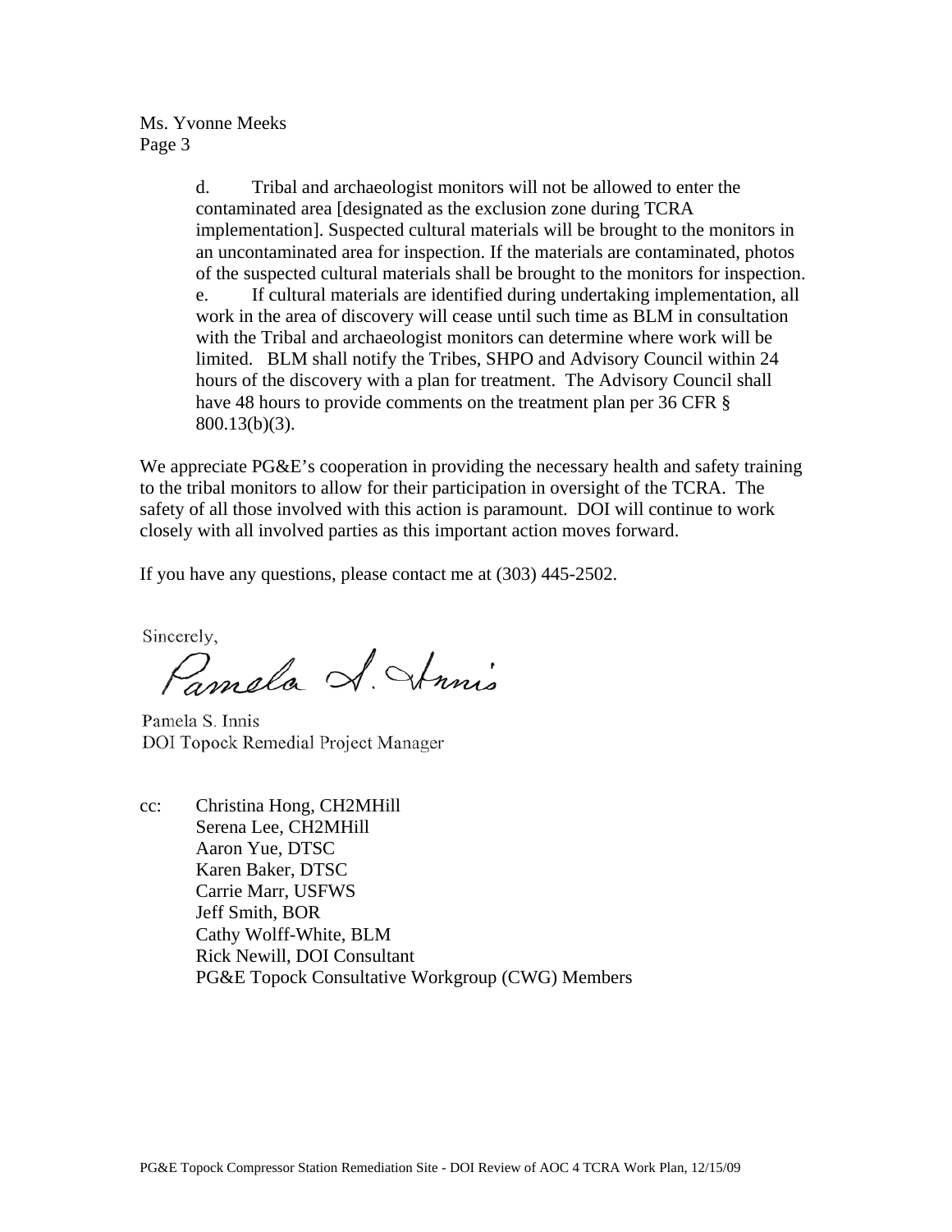Ms. Yvonne Meeks
Page 3

d. Tribal and archaeologist monitors will not be allowed to enter the contaminated area [designated as the exclusion zone during TCRA implementation]. Suspected cultural materials will be brought to the monitors in an uncontaminated area for inspection. If the materials are contaminated, photos of the suspected cultural materials shall be brought to the monitors for inspection.

e. If cultural materials are identified during undertaking implementation, all work in the area of discovery will cease until such time as BLM in consultation with the Tribal and archaeologist monitors can determine where work will be limited. BLM shall notify the Tribes, SHPO and Advisory Council within 24 hours of the discovery with a plan for treatment. The Advisory Council shall have 48 hours to provide comments on the treatment plan per 36 CFR § 800.13(b)(3).

We appreciate PG&E's cooperation in providing the necessary health and safety training to the tribal monitors to allow for their participation in oversight of the TCRA. The safety of all those involved with this action is paramount. DOI will continue to work closely with all involved parties as this important action moves forward.

If you have any questions, please contact me at (303) 445-2502.

Sincerely,

Pamela S. Innis

Pamela S. Innis
DOI Topock Remedial Project Manager

cc: Christina Hong, CH2MHill
Serena Lee, CH2MHill
Aaron Yue, DTSC
Karen Baker, DTSC
Carrie Marr, USFWS
Jeff Smith, BOR
Cathy Wolff-White, BLM
Rick Newill, DOI Consultant
PG&E Topock Consultative Workgroup (CWG) Members